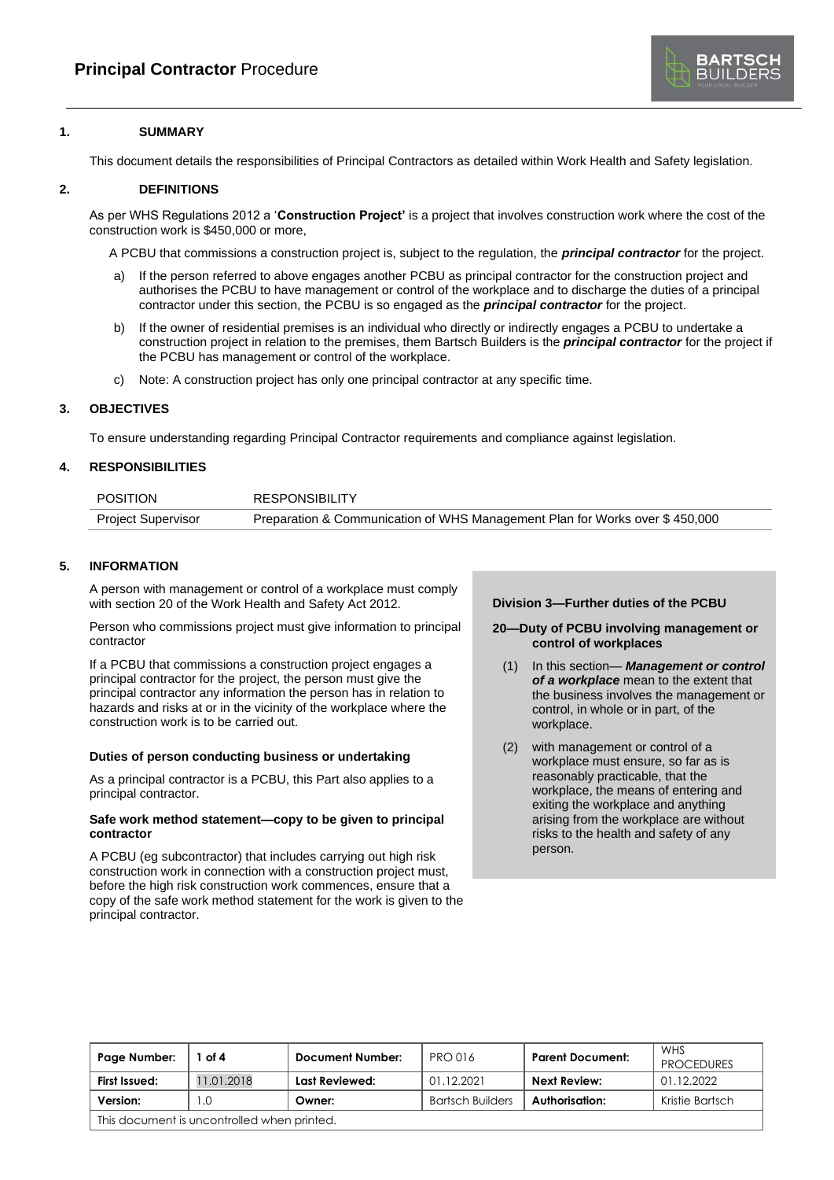# **Principal Contractor** Procedure

## 1. SUMMARY

This document details the responsibilities of Principal Contractors as detailed within Work Health and Safety legislation.

## 2. DEFINITIONS

As per WHS Regulations 2012 a '**Construction Project'** is a project that involves construction work where the cost of the construction work is $450,000 or more,

A PCBU that commissions a construction project is, subject to the regulation, the ***principal contractor*** for the project.

a) If the person referred to above engages another PCBU as principal contractor for the construction project and authorises the PCBU to have management or control of the workplace and to discharge the duties of a principal contractor under this section, the PCBU is so engaged as the ***principal contractor*** for the project.

b) If the owner of residential premises is an individual who directly or indirectly engages a PCBU to undertake a construction project in relation to the premises, them Bartsch Builders is the ***principal contractor*** for the project if the PCBU has management or control of the workplace.

c) Note: A construction project has only one principal contractor at any specific time.

## 3. OBJECTIVES

To ensure understanding regarding Principal Contractor requirements and compliance against legislation.

## 4. RESPONSIBILITIES

| POSITION | RESPONSIBILITY |
|---|---|
| Project Supervisor | Preparation & Communication of WHS Management Plan for Works over $ 450,000 |

## 5. INFORMATION

A person with management or control of a workplace must comply with section 20 of the Work Health and Safety Act 2012.

Person who commissions project must give information to principal contractor

If a PCBU that commissions a construction project engages a principal contractor for the project, the person must give the principal contractor any information the person has in relation to hazards and risks at or in the vicinity of the workplace where the construction work is to be carried out.

**Duties of person conducting business or undertaking**

As a principal contractor is a PCBU, this Part also applies to a principal contractor.

**Safe work method statement—copy to be given to principal contractor**

A PCBU (eg subcontractor) that includes carrying out high risk construction work in connection with a construction project must, before the high risk construction work commences, ensure that a copy of the safe work method statement for the work is given to the principal contractor.

**Division 3—Further duties of the PCBU**

**20—Duty of PCBU involving management or control of workplaces**

(1) In this section— ***Management or control of a workplace*** mean to the extent that the business involves the management or control, in whole or in part, of the workplace.

(2) with management or control of a workplace must ensure, so far as is reasonably practicable, that the workplace, the means of entering and exiting the workplace and anything arising from the workplace are without risks to the health and safety of any person.

| Page Number: | 1 of 4 | Document Number: | PRO 016 | Parent Document: | WHS PROCEDURES |
|---|---|---|---|---|---|
| First Issued: | 11.01.2018 | Last Reviewed: | 01.12.2021 | Next Review: | 01.12.2022 |
| Version: | 1.0 | Owner: | Bartsch Builders | Authorisation: | Kristie Bartsch |
| This document is uncontrolled when printed. | | | | | |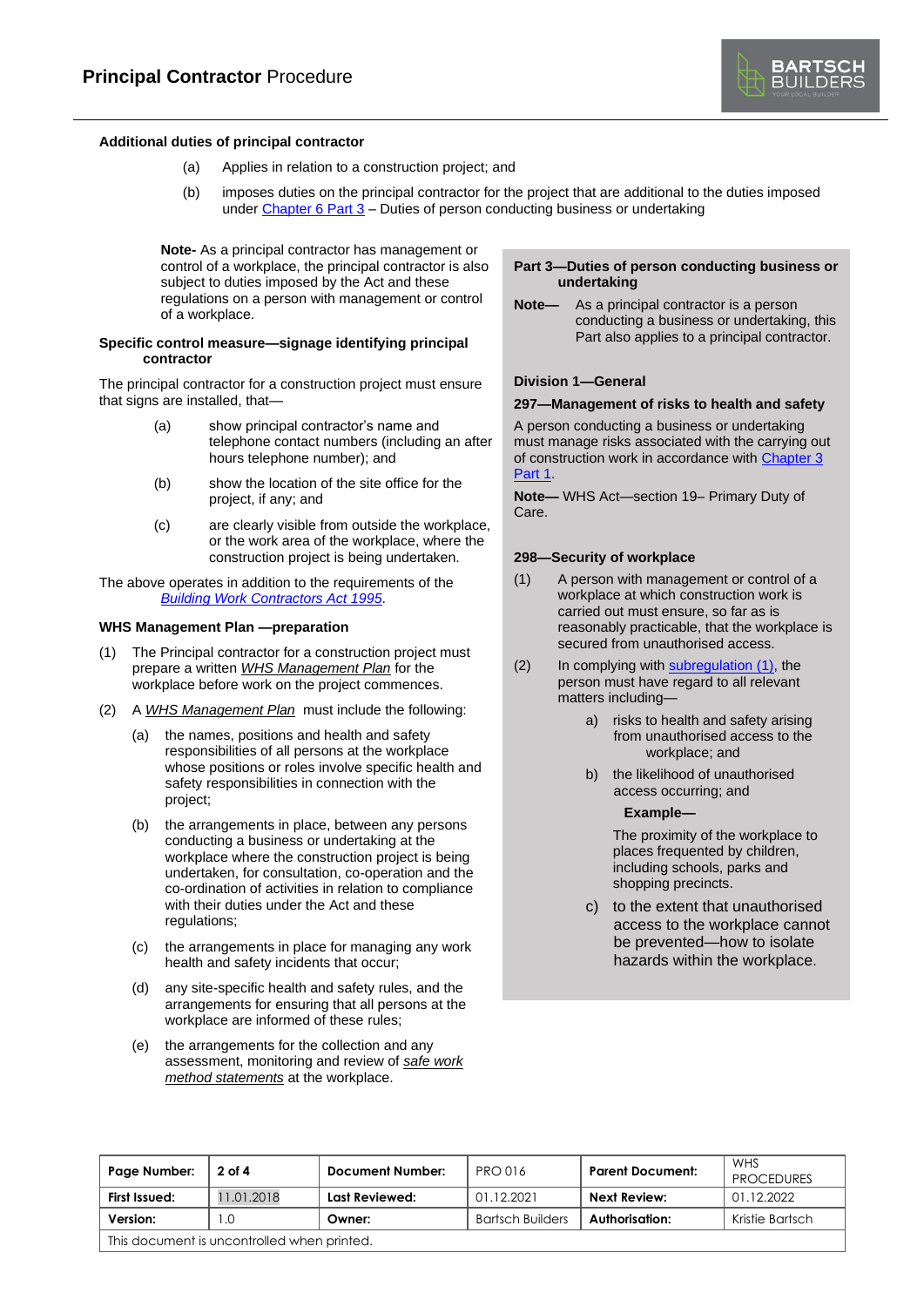### Additional duties of principal contractor

(a) Applies in relation to a construction project; and

(b) imposes duties on the principal contractor for the project that are additional to the duties imposed under Chapter 6 Part 3 – Duties of person conducting business or undertaking

**Note-** As a principal contractor has management or control of a workplace, the principal contractor is also subject to duties imposed by the Act and these regulations on a person with management or control of a workplace.

### Specific control measure—signage identifying principal contractor

The principal contractor for a construction project must ensure that signs are installed, that—

(a) show principal contractor's name and telephone contact numbers (including an after hours telephone number); and

(b) show the location of the site office for the project, if any; and

(c) are clearly visible from outside the workplace, or the work area of the workplace, where the construction project is being undertaken.

The above operates in addition to the requirements of the *Building Work Contractors Act 1995*.

### WHS Management Plan —preparation

(1) The Principal contractor for a construction project must prepare a written *WHS Management Plan* for the workplace before work on the project commences.

(2) A *WHS Management Plan* must include the following:

(a) the names, positions and health and safety responsibilities of all persons at the workplace whose positions or roles involve specific health and safety responsibilities in connection with the project;

(b) the arrangements in place, between any persons conducting a business or undertaking at the workplace where the construction project is being undertaken, for consultation, co-operation and the co-ordination of activities in relation to compliance with their duties under the Act and these regulations;

(c) the arrangements in place for managing any work health and safety incidents that occur;

(d) any site-specific health and safety rules, and the arrangements for ensuring that all persons at the workplace are informed of these rules;

(e) the arrangements for the collection and any assessment, monitoring and review of *safe work method statements* at the workplace.

### Part 3—Duties of person conducting business or undertaking

**Note—** As a principal contractor is a person conducting a business or undertaking, this Part also applies to a principal contractor.

#### Division 1—General

#### 297—Management of risks to health and safety

A person conducting a business or undertaking must manage risks associated with the carrying out of construction work in accordance with Chapter 3 Part 1.

**Note—** WHS Act—section 19– Primary Duty of Care.

#### 298—Security of workplace

(1) A person with management or control of a workplace at which construction work is carried out must ensure, so far as is reasonably practicable, that the workplace is secured from unauthorised access.

(2) In complying with subregulation (1), the person must have regard to all relevant matters including—

a) risks to health and safety arising from unauthorised access to the workplace; and

b) the likelihood of unauthorised access occurring; and

**Example—**

The proximity of the workplace to places frequented by children, including schools, parks and shopping precincts.

c) to the extent that unauthorised access to the workplace cannot be prevented—how to isolate hazards within the workplace.

| Page Number: | 2 of 4 | Document Number: | PRO 016 | Parent Document: | WHS PROCEDURES |
|---|---|---|---|---|---|
| First Issued: | 11.01.2018 | Last Reviewed: | 01.12.2021 | Next Review: | 01.12.2022 |
| Version: | 1.0 | Owner: | Bartsch Builders | Authorisation: | Kristie Bartsch |
| This document is uncontrolled when printed. | | | | | |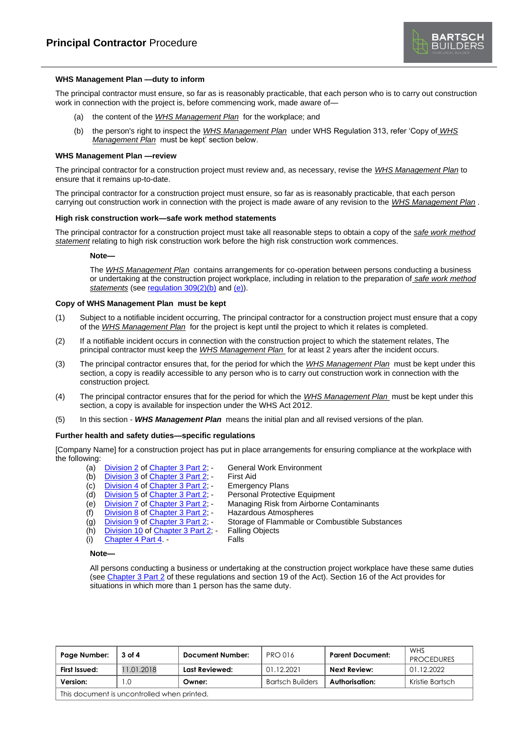## Principal Contractor Procedure

### WHS Management Plan —duty to inform

The principal contractor must ensure, so far as is reasonably practicable, that each person who is to carry out construction work in connection with the project is, before commencing work, made aware of—

(a) the content of the *WHS Management Plan* for the workplace; and

(b) the person's right to inspect the *WHS Management Plan* under WHS Regulation 313, refer 'Copy of *WHS Management Plan* must be kept' section below.

### WHS Management Plan —review

The principal contractor for a construction project must review and, as necessary, revise the *WHS Management Plan* to ensure that it remains up-to-date.

The principal contractor for a construction project must ensure, so far as is reasonably practicable, that each person carrying out construction work in connection with the project is made aware of any revision to the *WHS Management Plan* .

### High risk construction work—safe work method statements

The principal contractor for a construction project must take all reasonable steps to obtain a copy of the *safe work method statement* relating to high risk construction work before the high risk construction work commences.

**Note—**

The *WHS Management Plan* contains arrangements for co-operation between persons conducting a business or undertaking at the construction project workplace, including in relation to the preparation of *safe work method statements* (see regulation 309(2)(b) and (e)).

### Copy of WHS Management Plan must be kept

(1) Subject to a notifiable incident occurring, The principal contractor for a construction project must ensure that a copy of the *WHS Management Plan* for the project is kept until the project to which it relates is completed.

(2) If a notifiable incident occurs in connection with the construction project to which the statement relates, The principal contractor must keep the *WHS Management Plan* for at least 2 years after the incident occurs.

(3) The principal contractor ensures that, for the period for which the *WHS Management Plan* must be kept under this section, a copy is readily accessible to any person who is to carry out construction work in connection with the construction project.

(4) The principal contractor ensures that for the period for which the *WHS Management Plan* must be kept under this section, a copy is available for inspection under the WHS Act 2012.

(5) In this section - ***WHS Management Plan*** means the initial plan and all revised versions of the plan.

### Further health and safety duties—specific regulations

[Company Name] for a construction project has put in place arrangements for ensuring compliance at the workplace with the following:

(a) Division 2 of Chapter 3 Part 2; - General Work Environment
(b) Division 3 of Chapter 3 Part 2; - First Aid
(c) Division 4 of Chapter 3 Part 2; - Emergency Plans
(d) Division 5 of Chapter 3 Part 2; - Personal Protective Equipment
(e) Division 7 of Chapter 3 Part 2; - Managing Risk from Airborne Contaminants
(f) Division 8 of Chapter 3 Part 2; - Hazardous Atmospheres
(g) Division 9 of Chapter 3 Part 2; - Storage of Flammable or Combustible Substances
(h) Division 10 of Chapter 3 Part 2; - Falling Objects
(i) Chapter 4 Part 4. - Falls

**Note—**

All persons conducting a business or undertaking at the construction project workplace have these same duties (see Chapter 3 Part 2 of these regulations and section 19 of the Act). Section 16 of the Act provides for situations in which more than 1 person has the same duty.

| Page Number: | 3 of 4 | Document Number: | PRO 016 | Parent Document: | WHS PROCEDURES |
|---|---|---|---|---|---|
| First Issued: | 11.01.2018 | Last Reviewed: | 01.12.2021 | Next Review: | 01.12.2022 |
| Version: | 1.0 | Owner: | Bartsch Builders | Authorisation: | Kristie Bartsch |
| This document is uncontrolled when printed. | | | | | |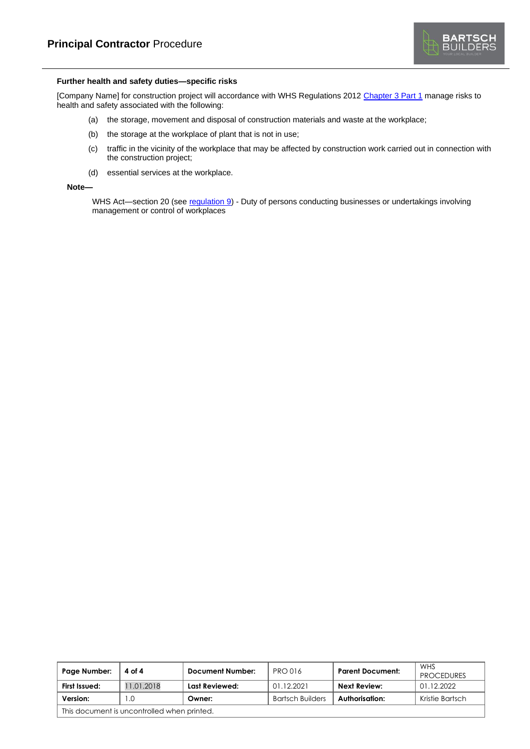### Further health and safety duties—specific risks

[Company Name] for construction project will accordance with WHS Regulations 2012 Chapter 3 Part 1 manage risks to health and safety associated with the following:

(a) the storage, movement and disposal of construction materials and waste at the workplace;

(b) the storage at the workplace of plant that is not in use;

(c) traffic in the vicinity of the workplace that may be affected by construction work carried out in connection with the construction project;

(d) essential services at the workplace.

**Note—**

WHS Act—section 20 (see regulation 9) - Duty of persons conducting businesses or undertakings involving management or control of workplaces

| | | | | | |
|---|---|---|---|---|---|
| **Page Number:** | **4 of 4** | **Document Number:** | PRO 016 | **Parent Document:** | WHS PROCEDURES |
| **First Issued:** | 11.01.2018 | **Last Reviewed:** | 01.12.2021 | **Next Review:** | 01.12.2022 |
| **Version:** | 1.0 | **Owner:** | Bartsch Builders | **Authorisation:** | Kristie Bartsch |
| This document is uncontrolled when printed. | | | | | |